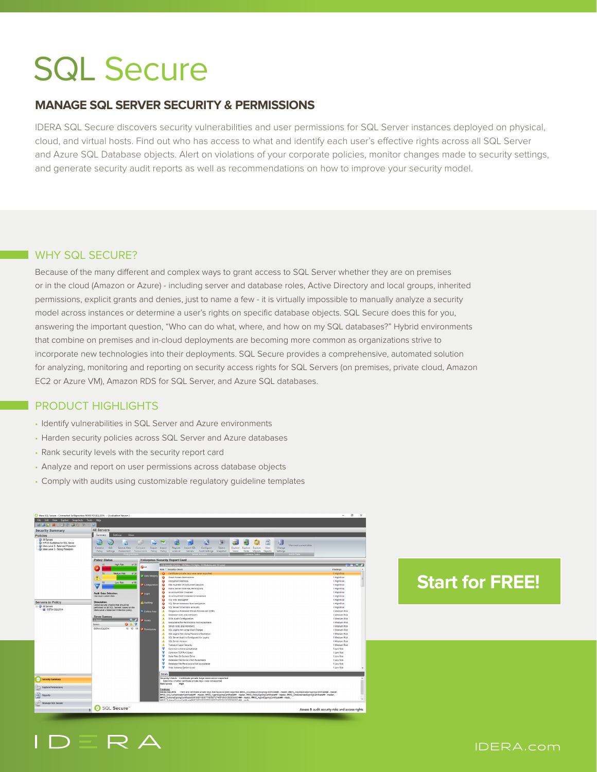# SQL Secure

## MANAGE SQL SERVER SECURITY & PERMISSIONS

IDERA SQL Secure discovers security vulnerabilities and user permissions for SQL Server instances deployed on physical, cloud, and virtual hosts. Find out who has access to what and identify each user's effective rights across all SQL Server and Azure SQL Database objects. Alert on violations of your corporate policies, monitor changes made to security settings, and generate security audit reports as well as recommendations on how to improve your security model.

## WHY SQL SECURE?

Because of the many different and complex ways to grant access to SQL Server whether they are on premises or in the cloud (Amazon or Azure) - including server and database roles, Active Directory and local groups, inherited permissions, explicit grants and denies, just to name a few - it is virtually impossible to manually analyze a security model across instances or determine a user's rights on specific database objects. SQL Secure does this for you, answering the important question, "Who can do what, where, and how on my SQL databases?" Hybrid environments that combine on premises and in-cloud deployments are becoming more common as organizations strive to incorporate new technologies into their deployments. SQL Secure provides a comprehensive, automated solution for analyzing, monitoring and reporting on security access rights for SQL Servers (on premises, private cloud, Amazon EC2 or Azure VM), Amazon RDS for SQL Server, and Azure SQL databases.

## PRODUCT HIGHLIGHTS

- Identify vulnerabilities in SQL Server and Azure environments
- Harden security policies across SQL Server and Azure databases
- Rank security levels with the security report card
- Analyze and report on user permissions across database objects
- Comply with audits using customizable regulatory guideline templates

**Start for FREE!**

IDERA

IDERA.com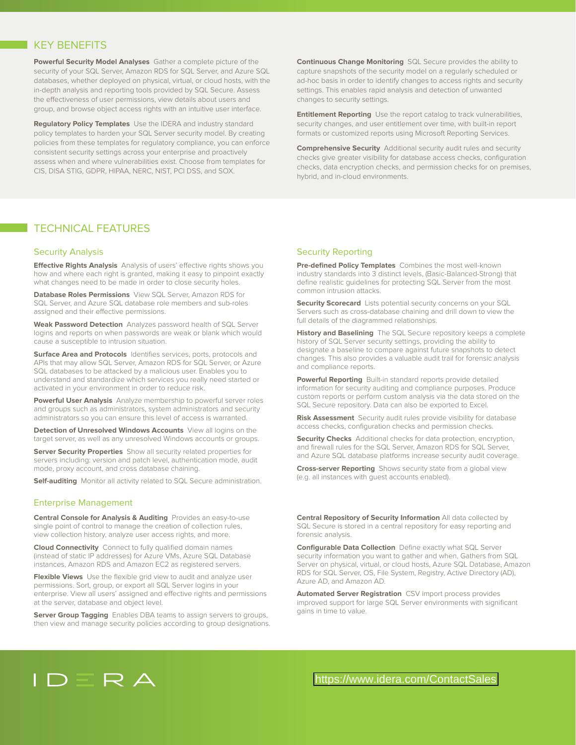## KEY BENEFITS

**Powerful Security Model Analyses** Gather a complete picture of the security of your SQL Server, Amazon RDS for SQL Server, and Azure SQL databases, whether deployed on physical, virtual, or cloud hosts, with the in-depth analysis and reporting tools provided by SQL Secure. Assess the effectiveness of user permissions, view details about users and group, and browse object access rights with an intuitive user interface.

**Regulatory Policy Templates** Use the IDERA and industry standard policy templates to harden your SQL Server security model. By creating policies from these templates for regulatory compliance, you can enforce consistent security settings across your enterprise and proactively assess when and where vulnerabilities exist. Choose from templates for CIS, DISA STIG, GDPR, HIPAA, NERC, NIST, PCI DSS, and SOX.

**Continuous Change Monitoring** SQL Secure provides the ability to capture snapshots of the security model on a regularly scheduled or ad-hoc basis in order to identify changes to access rights and security settings. This enables rapid analysis and detection of unwanted changes to security settings.

**Entitlement Reporting** Use the report catalog to track vulnerabilities, security changes, and user entitlement over time, with built-in report formats or customized reports using Microsoft Reporting Services.

**Comprehensive Security** Additional security audit rules and security checks give greater visibility for database access checks, configuration checks, data encryption checks, and permission checks for on premises, hybrid, and in-cloud environments.

## TECHNICAL FEATURES

### Security Analysis

**Effective Rights Analysis** Analysis of users' effective rights shows you how and where each right is granted, making it easy to pinpoint exactly what changes need to be made in order to close security holes.

**Database Roles Permissions** View SQL Server, Amazon RDS for SQL Server, and Azure SQL database role members and sub-roles assigned and their effective permissions.

**Weak Password Detection** Analyzes password health of SQL Server logins and reports on when passwords are weak or blank which would cause a susceptible to intrusion situation.

**Surface Area and Protocols** Identifies services, ports, protocols and APIs that may allow SQL Server, Amazon RDS for SQL Server, or Azure SQL databases to be attacked by a malicious user. Enables you to understand and standardize which services you really need started or activated in your environment in order to reduce risk.

**Powerful User Analysis** Analyze membership to powerful server roles and groups such as administrators, system administrators and security administrators so you can ensure this level of access is warranted.

**Detection of Unresolved Windows Accounts** View all logins on the target server, as well as any unresolved Windows accounts or groups.

**Server Security Properties** Show all security related properties for servers including: version and patch level, authentication mode, audit mode, proxy account, and cross database chaining.

**Self-auditing** Monitor all activity related to SQL Secure administration.

### Security Reporting

**Pre-defined Policy Templates** Combines the most well-known industry standards into 3 distinct levels, (Basic-Balanced-Strong) that define realistic guidelines for protecting SQL Server from the most common intrusion attacks.

**Security Scorecard** Lists potential security concerns on your SQL Servers such as cross-database chaining and drill down to view the full details of the diagrammed relationships.

**History and Baselining** The SQL Secure repository keeps a complete history of SQL Server security settings, providing the ability to designate a baseline to compare against future snapshots to detect changes. This also provides a valuable audit trail for forensic analysis and compliance reports.

**Powerful Reporting** Built-in standard reports provide detailed information for security auditing and compliance purposes. Produce custom reports or perform custom analysis via the data stored on the SQL Secure repository. Data can also be exported to Excel.

**Risk Assessment** Security audit rules provide visibility for database access checks, configuration checks and permission checks.

**Security Checks** Additional checks for data protection, encryption, and firewall rules for the SQL Server, Amazon RDS for SQL Server, and Azure SQL database platforms increase security audit coverage.

**Cross-server Reporting** Shows security state from a global view (e.g. all instances with guest accounts enabled).

### Enterprise Management

**Central Console for Analysis & Auditing** Provides an easy-to-use single point of control to manage the creation of collection rules, view collection history, analyze user access rights, and more.

**Cloud Connectivity** Connect to fully qualified domain names (instead of static IP addresses) for Azure VMs, Azure SQL Database instances, Amazon RDS and Amazon EC2 as registered servers.

**Flexible Views** Use the flexible grid view to audit and analyze user permissions. Sort, group, or export all SQL Server logins in your enterprise. View all users' assigned and effective rights and permissions at the server, database and object level.

**Server Group Tagging** Enables DBA teams to assign servers to groups, then view and manage security policies according to group designations.

**Central Repository of Security Information** All data collected by SQL Secure is stored in a central repository for easy reporting and forensic analysis.

**Configurable Data Collection** Define exactly what SQL Server security information you want to gather and when. Gathers from SQL Server on physical, virtual, or cloud hosts, Azure SQL Database, Amazon RDS for SQL Server, OS, File System, Registry, Active Directory (AD), Azure AD, and Amazon AD.

**Automated Server Registration** CSV import process provides improved support for large SQL Server environments with significant gains in time to value.

IDERA

https://www.idera.com/ContactSales